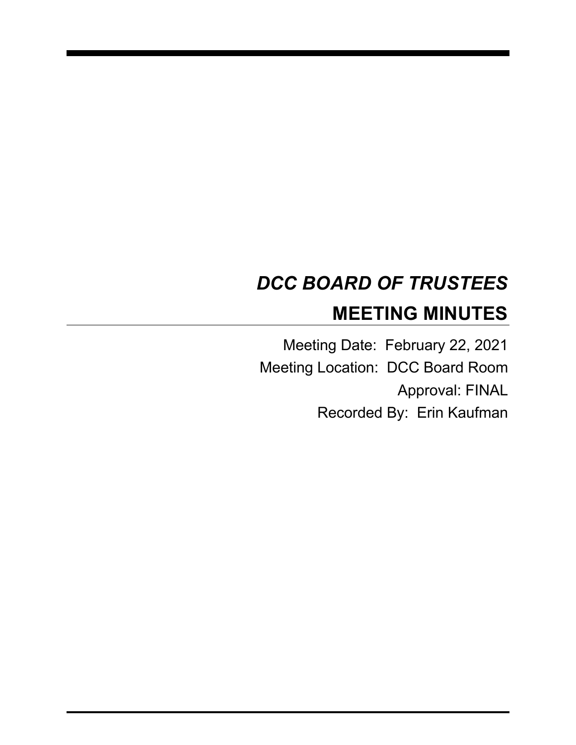# *DCC BOARD OF TRUSTEES*

# MEETING MINUTES

Meeting Date: February 22, 2021

Meeting Location: DCC Board Room

Approval: FINAL

Recorded By: Erin Kaufman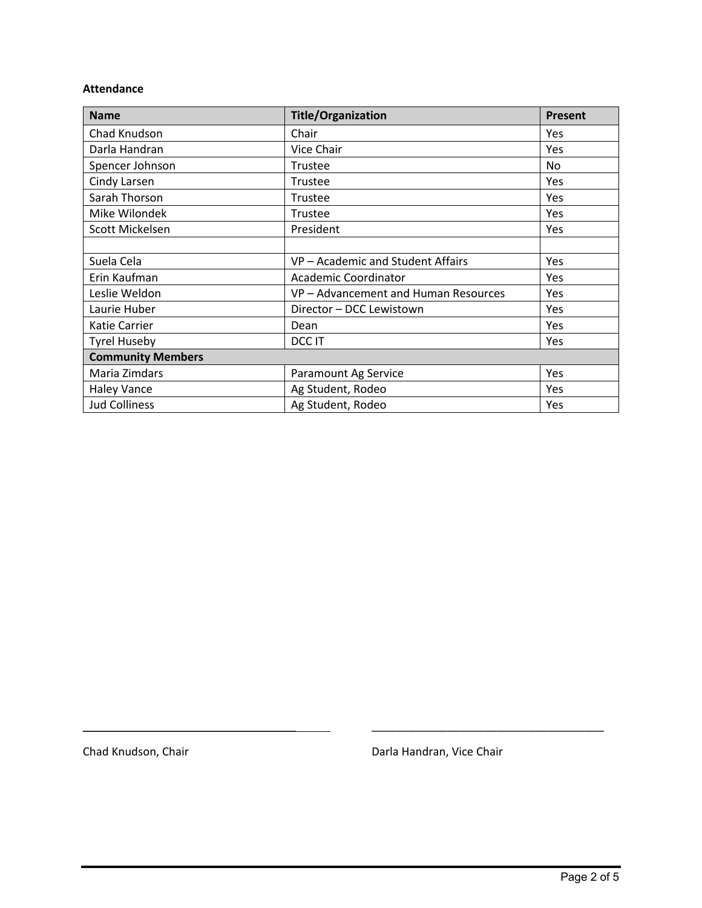**Attendance**

| Name | Title/Organization | Present |
|---|---|---|
| Chad Knudson | Chair | Yes |
| Darla Handran | Vice Chair | Yes |
| Spencer Johnson | Trustee | No |
| Cindy Larsen | Trustee | Yes |
| Sarah Thorson | Trustee | Yes |
| Mike Wilondek | Trustee | Yes |
| Scott Mickelsen | President | Yes |
| | | |
| Suela Cela | VP – Academic and Student Affairs | Yes |
| Erin Kaufman | Academic Coordinator | Yes |
| Leslie Weldon | VP – Advancement and Human Resources | Yes |
| Laurie Huber | Director – DCC Lewistown | Yes |
| Katie Carrier | Dean | Yes |
| Tyrel Huseby | DCC IT | Yes |
| **Community Members** | | |
| Maria Zimdars | Paramount Ag Service | Yes |
| Haley Vance | Ag Student, Rodeo | Yes |
| Jud Colliness | Ag Student, Rodeo | Yes |

\_\_\_\_\_\_\_\_\_\_\_\_\_\_\_\_\_\_\_\_\_\_\_\_\_\_\_\_\_\_\_\_\_\_\_\_ &nbsp;&nbsp;&nbsp;&nbsp; \_\_\_\_\_\_\_\_\_\_\_\_\_\_\_\_\_\_\_\_\_\_\_\_\_\_\_\_\_\_\_\_\_\_\_\_

Chad Knudson, Chair &nbsp;&nbsp;&nbsp;&nbsp; Darla Handran, Vice Chair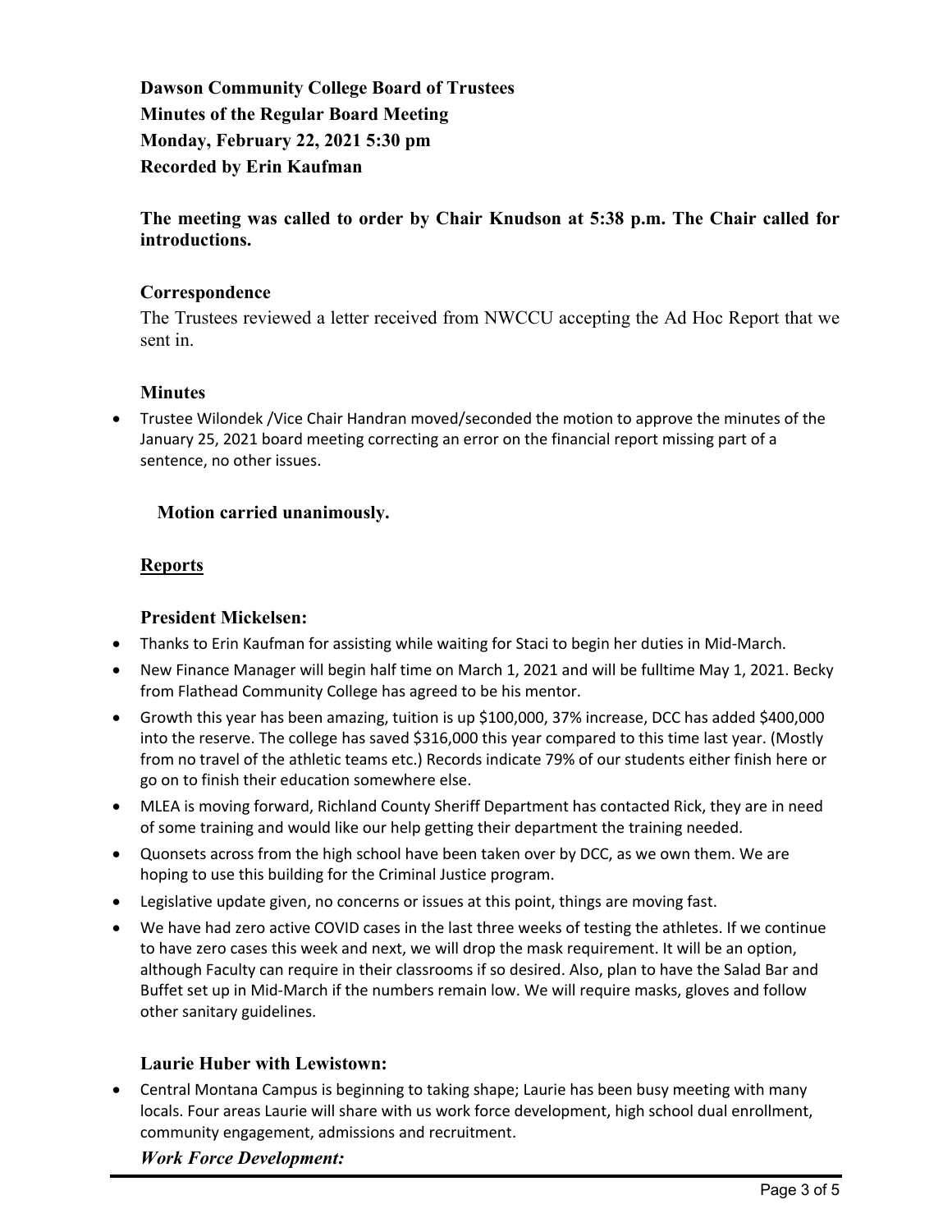**Dawson Community College Board of Trustees**
**Minutes of the Regular Board Meeting**
**Monday, February 22, 2021 5:30 pm**
**Recorded by Erin Kaufman**

**The meeting was called to order by Chair Knudson at 5:38 p.m. The Chair called for introductions.**

### Correspondence

The Trustees reviewed a letter received from NWCCU accepting the Ad Hoc Report that we sent in.

### Minutes

- Trustee Wilondek /Vice Chair Handran moved/seconded the motion to approve the minutes of the January 25, 2021 board meeting correcting an error on the financial report missing part of a sentence, no other issues.

**Motion carried unanimously.**

## Reports

### President Mickelsen:

- Thanks to Erin Kaufman for assisting while waiting for Staci to begin her duties in Mid-March.
- New Finance Manager will begin half time on March 1, 2021 and will be fulltime May 1, 2021. Becky from Flathead Community College has agreed to be his mentor.
- Growth this year has been amazing, tuition is up $100,000, 37% increase, DCC has added $400,000 into the reserve. The college has saved $316,000 this year compared to this time last year. (Mostly from no travel of the athletic teams etc.) Records indicate 79% of our students either finish here or go on to finish their education somewhere else.
- MLEA is moving forward, Richland County Sheriff Department has contacted Rick, they are in need of some training and would like our help getting their department the training needed.
- Quonsets across from the high school have been taken over by DCC, as we own them. We are hoping to use this building for the Criminal Justice program.
- Legislative update given, no concerns or issues at this point, things are moving fast.
- We have had zero active COVID cases in the last three weeks of testing the athletes. If we continue to have zero cases this week and next, we will drop the mask requirement. It will be an option, although Faculty can require in their classrooms if so desired. Also, plan to have the Salad Bar and Buffet set up in Mid-March if the numbers remain low. We will require masks, gloves and follow other sanitary guidelines.

### Laurie Huber with Lewistown:

- Central Montana Campus is beginning to taking shape; Laurie has been busy meeting with many locals. Four areas Laurie will share with us work force development, high school dual enrollment, community engagement, admissions and recruitment.

***Work Force Development:***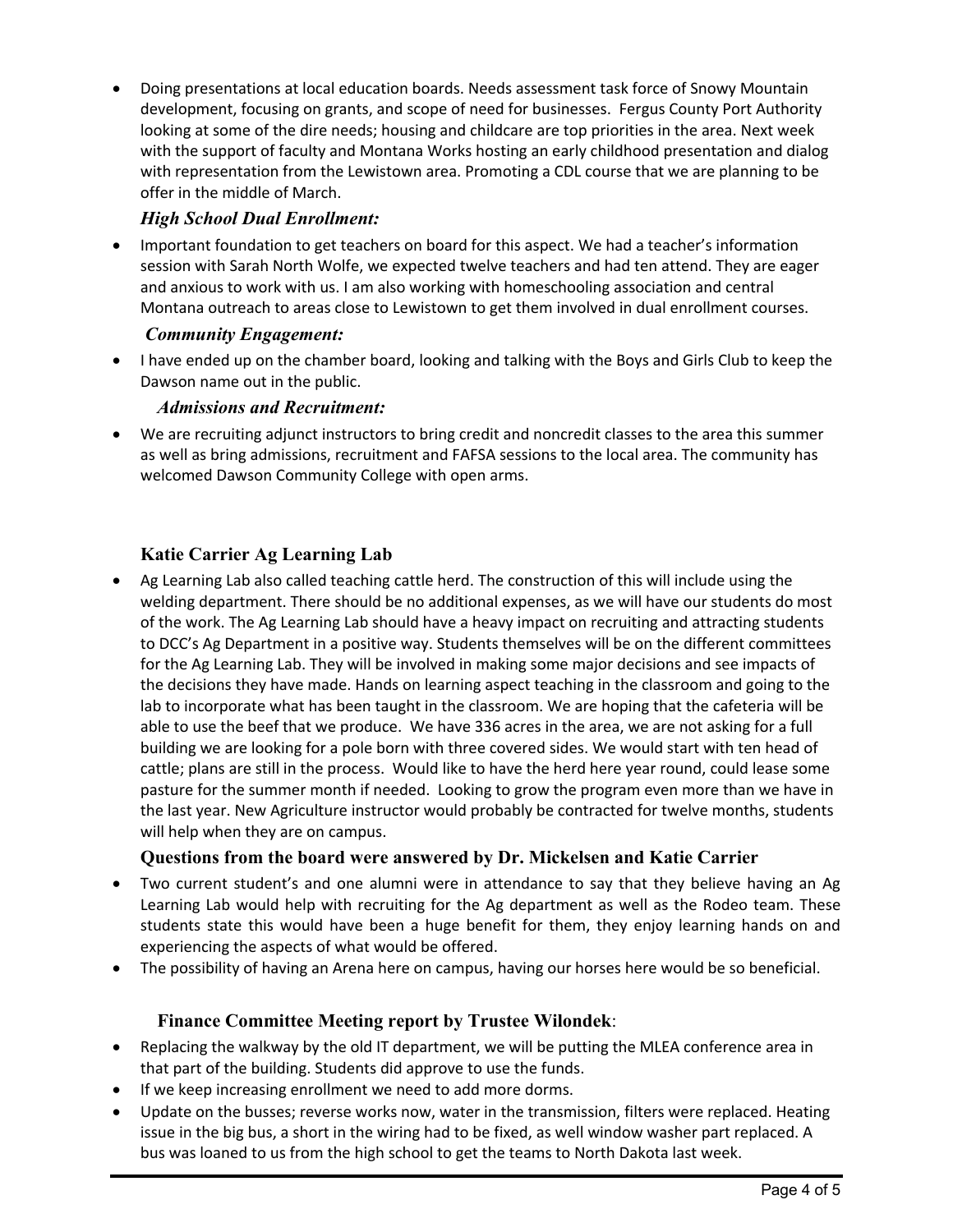- Doing presentations at local education boards. Needs assessment task force of Snowy Mountain development, focusing on grants, and scope of need for businesses.  Fergus County Port Authority looking at some of the dire needs; housing and childcare are top priorities in the area. Next week with the support of faculty and Montana Works hosting an early childhood presentation and dialog with representation from the Lewistown area. Promoting a CDL course that we are planning to be offer in the middle of March.

### *High School Dual Enrollment:*

- Important foundation to get teachers on board for this aspect. We had a teacher's information session with Sarah North Wolfe, we expected twelve teachers and had ten attend. They are eager and anxious to work with us. I am also working with homeschooling association and central Montana outreach to areas close to Lewistown to get them involved in dual enrollment courses.

### *Community Engagement:*

- I have ended up on the chamber board, looking and talking with the Boys and Girls Club to keep the Dawson name out in the public.

### *Admissions and Recruitment:*

- We are recruiting adjunct instructors to bring credit and noncredit classes to the area this summer as well as bring admissions, recruitment and FAFSA sessions to the local area. The community has welcomed Dawson Community College with open arms.

## Katie Carrier Ag Learning Lab

- Ag Learning Lab also called teaching cattle herd. The construction of this will include using the welding department. There should be no additional expenses, as we will have our students do most of the work. The Ag Learning Lab should have a heavy impact on recruiting and attracting students to DCC's Ag Department in a positive way. Students themselves will be on the different committees for the Ag Learning Lab. They will be involved in making some major decisions and see impacts of the decisions they have made. Hands on learning aspect teaching in the classroom and going to the lab to incorporate what has been taught in the classroom. We are hoping that the cafeteria will be able to use the beef that we produce.  We have 336 acres in the area, we are not asking for a full building we are looking for a pole born with three covered sides. We would start with ten head of cattle; plans are still in the process.  Would like to have the herd here year round, could lease some pasture for the summer month if needed.  Looking to grow the program even more than we have in the last year. New Agriculture instructor would probably be contracted for twelve months, students will help when they are on campus.

### Questions from the board were answered by Dr. Mickelsen and Katie Carrier

- Two current student's and one alumni were in attendance to say that they believe having an Ag Learning Lab would help with recruiting for the Ag department as well as the Rodeo team. These students state this would have been a huge benefit for them, they enjoy learning hands on and experiencing the aspects of what would be offered.
- The possibility of having an Arena here on campus, having our horses here would be so beneficial.

## Finance Committee Meeting report by Trustee Wilondek:

- Replacing the walkway by the old IT department, we will be putting the MLEA conference area in that part of the building. Students did approve to use the funds.
- If we keep increasing enrollment we need to add more dorms.
- Update on the busses; reverse works now, water in the transmission, filters were replaced. Heating issue in the big bus, a short in the wiring had to be fixed, as well window washer part replaced. A bus was loaned to us from the high school to get the teams to North Dakota last week.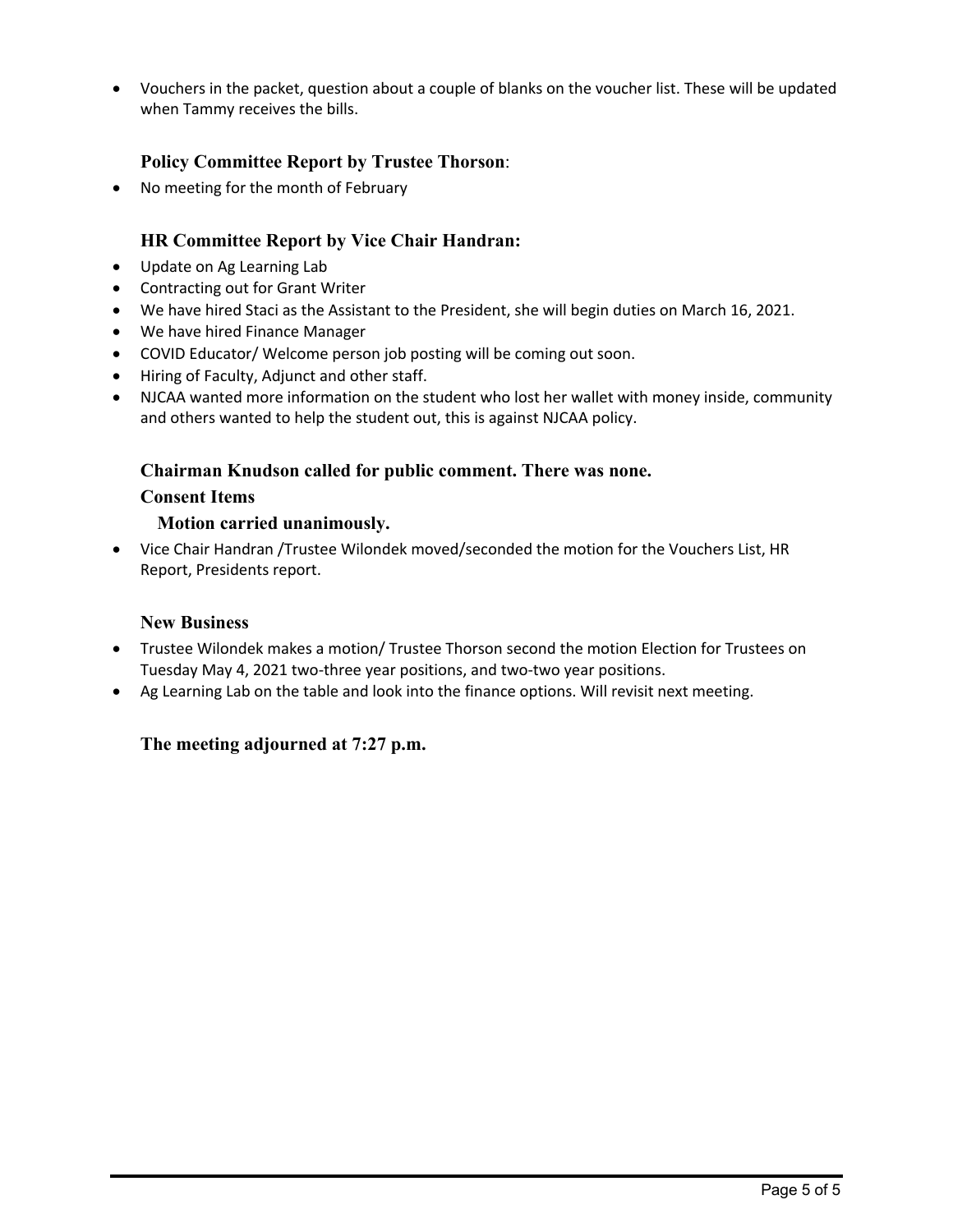- Vouchers in the packet, question about a couple of blanks on the voucher list. These will be updated when Tammy receives the bills.

### Policy Committee Report by Trustee Thorson:

- No meeting for the month of February

### HR Committee Report by Vice Chair Handran:

- Update on Ag Learning Lab
- Contracting out for Grant Writer
- We have hired Staci as the Assistant to the President, she will begin duties on March 16, 2021.
- We have hired Finance Manager
- COVID Educator/ Welcome person job posting will be coming out soon.
- Hiring of Faculty, Adjunct and other staff.
- NJCAA wanted more information on the student who lost her wallet with money inside, community and others wanted to help the student out, this is against NJCAA policy.

### Chairman Knudson called for public comment. There was none.

### Consent Items

**Motion carried unanimously.**

- Vice Chair Handran /Trustee Wilondek moved/seconded the motion for the Vouchers List, HR Report, Presidents report.

### New Business

- Trustee Wilondek makes a motion/ Trustee Thorson second the motion Election for Trustees on Tuesday May 4, 2021 two-three year positions, and two-two year positions.
- Ag Learning Lab on the table and look into the finance options. Will revisit next meeting.

**The meeting adjourned at 7:27 p.m.**